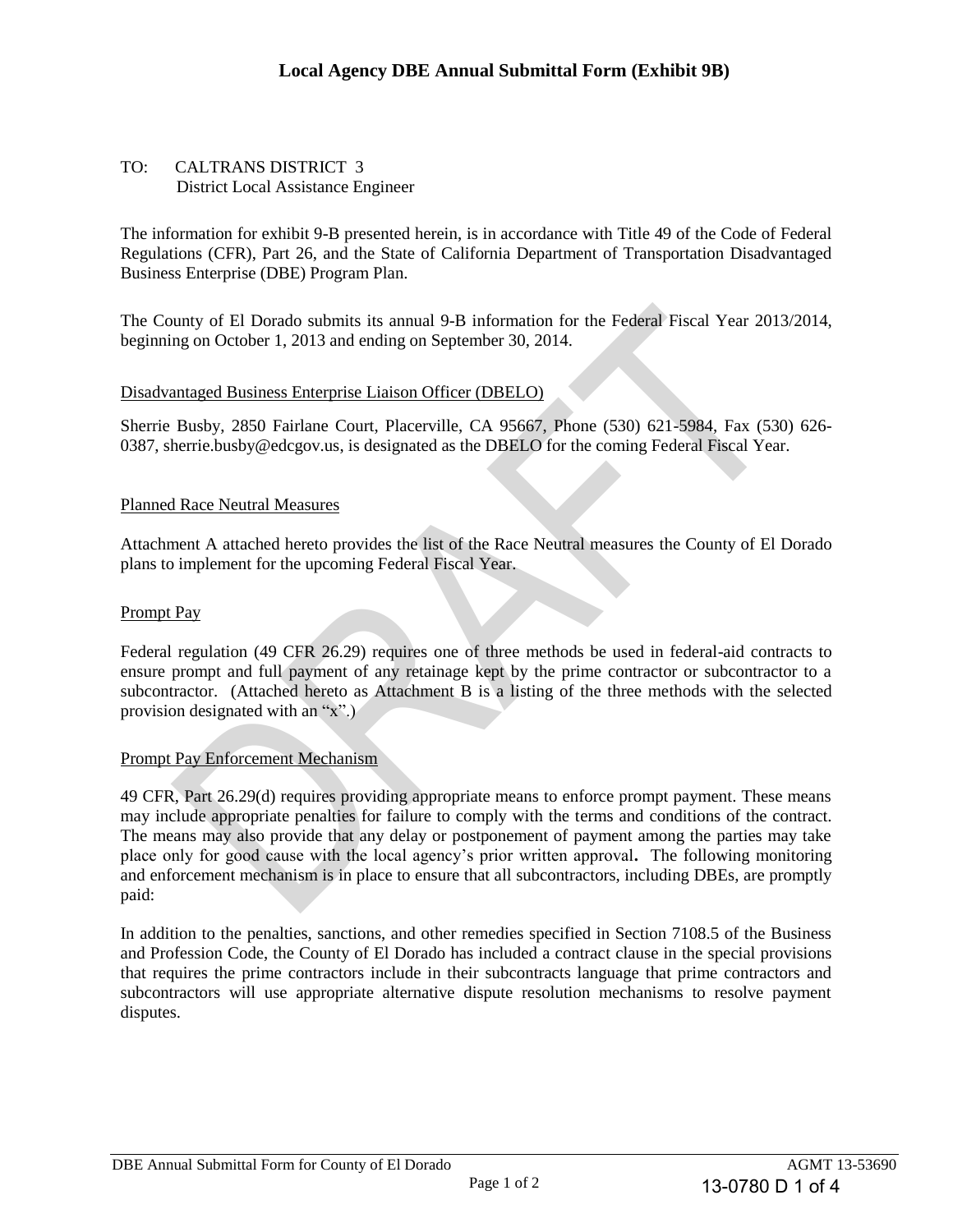# Local Agency DBE Annual Submittal Form (Exhibit 9B)

TO: CALTRANS DISTRICT 3
District Local Assistance Engineer

The information for exhibit 9-B presented herein, is in accordance with Title 49 of the Code of Federal Regulations (CFR), Part 26, and the State of California Department of Transportation Disadvantaged Business Enterprise (DBE) Program Plan.

The County of El Dorado submits its annual 9-B information for the Federal Fiscal Year 2013/2014, beginning on October 1, 2013 and ending on September 30, 2014.

## Disadvantaged Business Enterprise Liaison Officer (DBELO)

Sherrie Busby, 2850 Fairlane Court, Placerville, CA 95667, Phone (530) 621-5984, Fax (530) 626-0387, sherrie.busby@edcgov.us, is designated as the DBELO for the coming Federal Fiscal Year.

## Planned Race Neutral Measures

Attachment A attached hereto provides the list of the Race Neutral measures the County of El Dorado plans to implement for the upcoming Federal Fiscal Year.

## Prompt Pay

Federal regulation (49 CFR 26.29) requires one of three methods be used in federal-aid contracts to ensure prompt and full payment of any retainage kept by the prime contractor or subcontractor to a subcontractor. (Attached hereto as Attachment B is a listing of the three methods with the selected provision designated with an "x".)

## Prompt Pay Enforcement Mechanism

49 CFR, Part 26.29(d) requires providing appropriate means to enforce prompt payment. These means may include appropriate penalties for failure to comply with the terms and conditions of the contract. The means may also provide that any delay or postponement of payment among the parties may take place only for good cause with the local agency's prior written approval**.** The following monitoring and enforcement mechanism is in place to ensure that all subcontractors, including DBEs, are promptly paid:

In addition to the penalties, sanctions, and other remedies specified in Section 7108.5 of the Business and Profession Code, the County of El Dorado has included a contract clause in the special provisions that requires the prime contractors include in their subcontracts language that prime contractors and subcontractors will use appropriate alternative dispute resolution mechanisms to resolve payment disputes.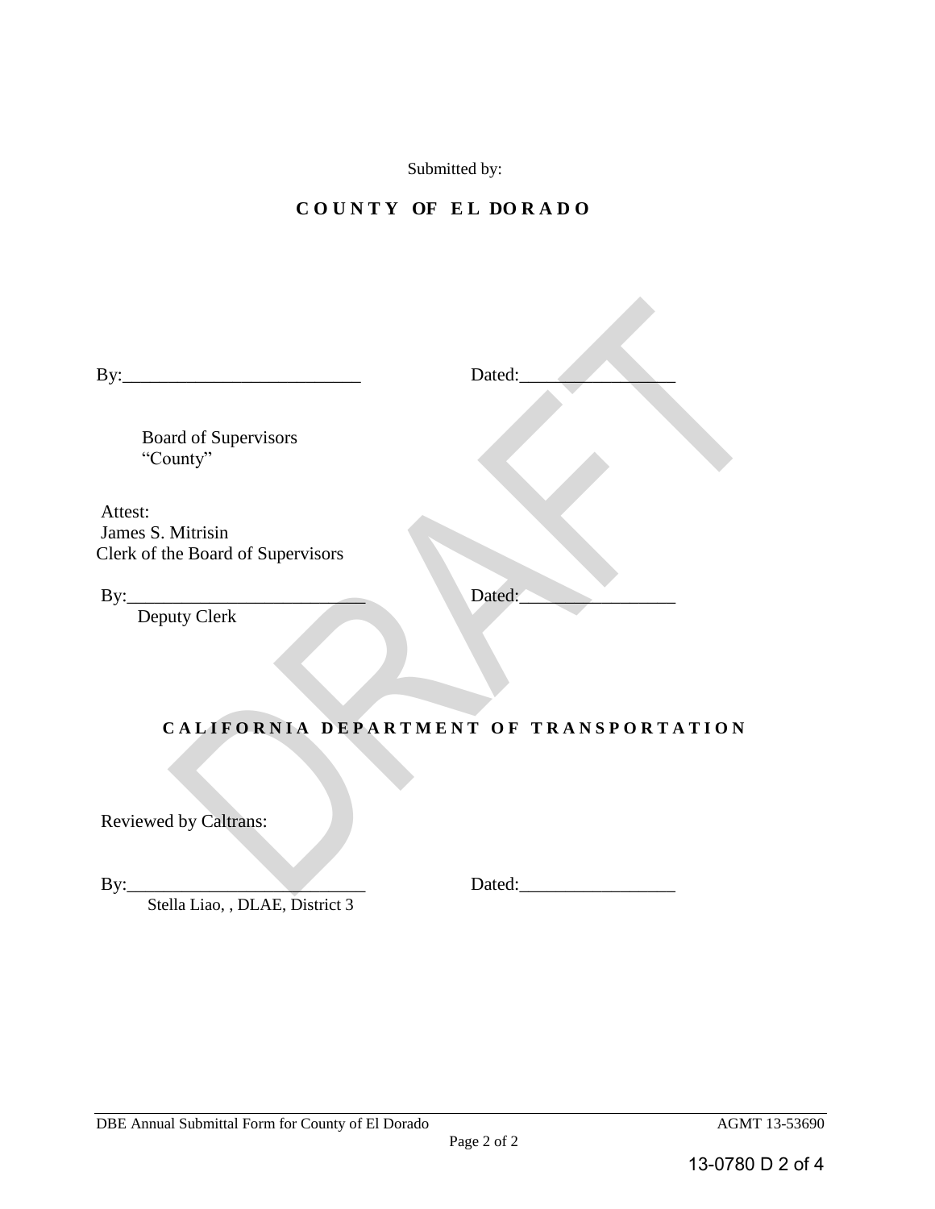Submitted by:

**C O U N T Y OF E L DO R A D O**

By:__________________________ Dated:_________________

Board of Supervisors
"County"

Attest:
James S. Mitrisin
Clerk of the Board of Supervisors

By:__________________________ Dated:_________________
Deputy Clerk

**C A L I F O R N I A D E P A R T M E N T O F T R A N S P O R T A T I O N**

Reviewed by Caltrans:

By:__________________________ Dated:_________________
Stella Liao, , DLAE, District 3

DBE Annual Submittal Form for County of El Dorado AGMT 13-53690

DRAFT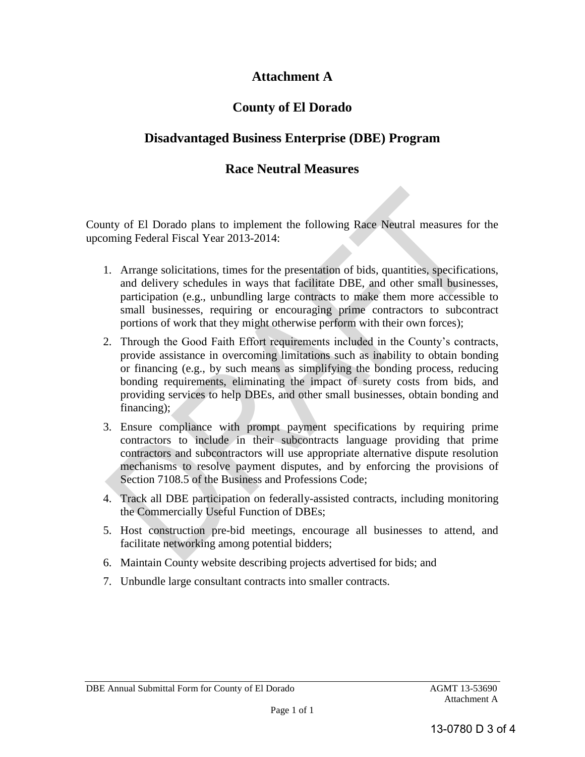# Attachment A

# County of El Dorado

# Disadvantaged Business Enterprise (DBE) Program

# Race Neutral Measures

County of El Dorado plans to implement the following Race Neutral measures for the upcoming Federal Fiscal Year 2013-2014:

1. Arrange solicitations, times for the presentation of bids, quantities, specifications, and delivery schedules in ways that facilitate DBE, and other small businesses, participation (e.g., unbundling large contracts to make them more accessible to small businesses, requiring or encouraging prime contractors to subcontract portions of work that they might otherwise perform with their own forces);
2. Through the Good Faith Effort requirements included in the County's contracts, provide assistance in overcoming limitations such as inability to obtain bonding or financing (e.g., by such means as simplifying the bonding process, reducing bonding requirements, eliminating the impact of surety costs from bids, and providing services to help DBEs, and other small businesses, obtain bonding and financing);
3. Ensure compliance with prompt payment specifications by requiring prime contractors to include in their subcontracts language providing that prime contractors and subcontractors will use appropriate alternative dispute resolution mechanisms to resolve payment disputes, and by enforcing the provisions of Section 7108.5 of the Business and Professions Code;
4. Track all DBE participation on federally-assisted contracts, including monitoring the Commercially Useful Function of DBEs;
5. Host construction pre-bid meetings, encourage all businesses to attend, and facilitate networking among potential bidders;
6. Maintain County website describing projects advertised for bids; and
7. Unbundle large consultant contracts into smaller contracts.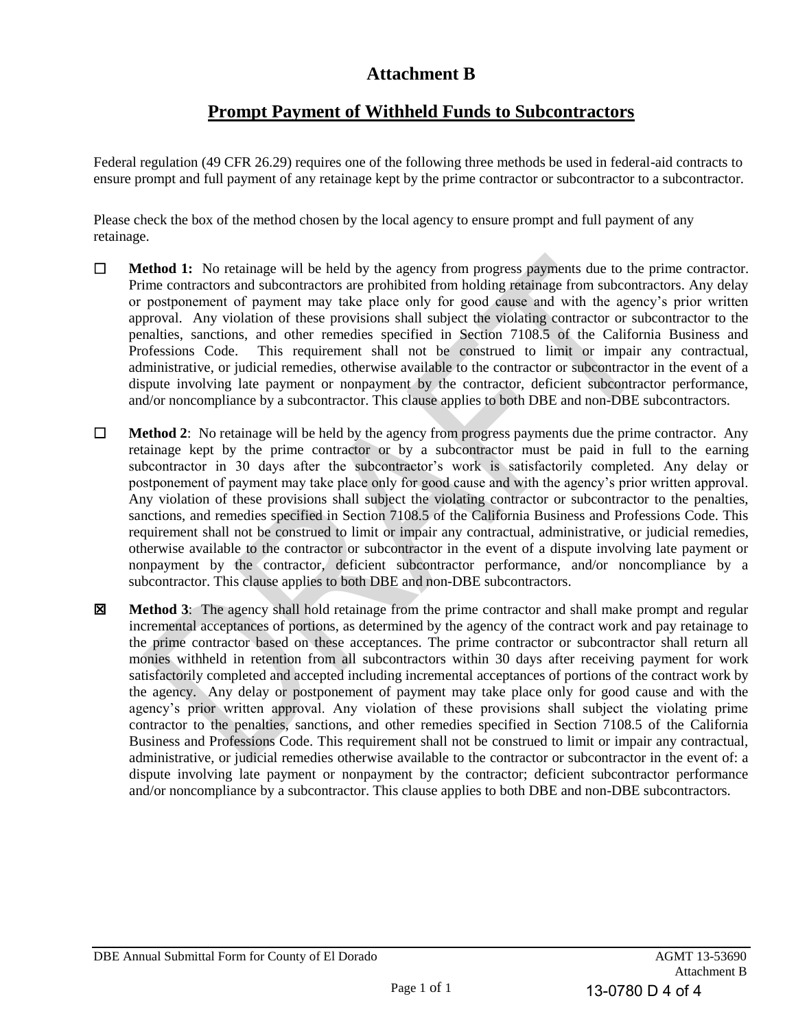# Attachment B

## Prompt Payment of Withheld Funds to Subcontractors

Federal regulation (49 CFR 26.29) requires one of the following three methods be used in federal-aid contracts to ensure prompt and full payment of any retainage kept by the prime contractor or subcontractor to a subcontractor.

Please check the box of the method chosen by the local agency to ensure prompt and full payment of any retainage.

☐ **Method 1:** No retainage will be held by the agency from progress payments due to the prime contractor. Prime contractors and subcontractors are prohibited from holding retainage from subcontractors. Any delay or postponement of payment may take place only for good cause and with the agency's prior written approval. Any violation of these provisions shall subject the violating contractor or subcontractor to the penalties, sanctions, and other remedies specified in Section 7108.5 of the California Business and Professions Code. This requirement shall not be construed to limit or impair any contractual, administrative, or judicial remedies, otherwise available to the contractor or subcontractor in the event of a dispute involving late payment or nonpayment by the contractor, deficient subcontractor performance, and/or noncompliance by a subcontractor. This clause applies to both DBE and non-DBE subcontractors.

☐ **Method 2**: No retainage will be held by the agency from progress payments due the prime contractor. Any retainage kept by the prime contractor or by a subcontractor must be paid in full to the earning subcontractor in 30 days after the subcontractor's work is satisfactorily completed. Any delay or postponement of payment may take place only for good cause and with the agency's prior written approval. Any violation of these provisions shall subject the violating contractor or subcontractor to the penalties, sanctions, and remedies specified in Section 7108.5 of the California Business and Professions Code. This requirement shall not be construed to limit or impair any contractual, administrative, or judicial remedies, otherwise available to the contractor or subcontractor in the event of a dispute involving late payment or nonpayment by the contractor, deficient subcontractor performance, and/or noncompliance by a subcontractor. This clause applies to both DBE and non-DBE subcontractors.

☒ **Method 3**: The agency shall hold retainage from the prime contractor and shall make prompt and regular incremental acceptances of portions, as determined by the agency of the contract work and pay retainage to the prime contractor based on these acceptances. The prime contractor or subcontractor shall return all monies withheld in retention from all subcontractors within 30 days after receiving payment for work satisfactorily completed and accepted including incremental acceptances of portions of the contract work by the agency. Any delay or postponement of payment may take place only for good cause and with the agency's prior written approval. Any violation of these provisions shall subject the violating prime contractor to the penalties, sanctions, and other remedies specified in Section 7108.5 of the California Business and Professions Code. This requirement shall not be construed to limit or impair any contractual, administrative, or judicial remedies otherwise available to the contractor or subcontractor in the event of: a dispute involving late payment or nonpayment by the contractor; deficient subcontractor performance and/or noncompliance by a subcontractor. This clause applies to both DBE and non-DBE subcontractors.